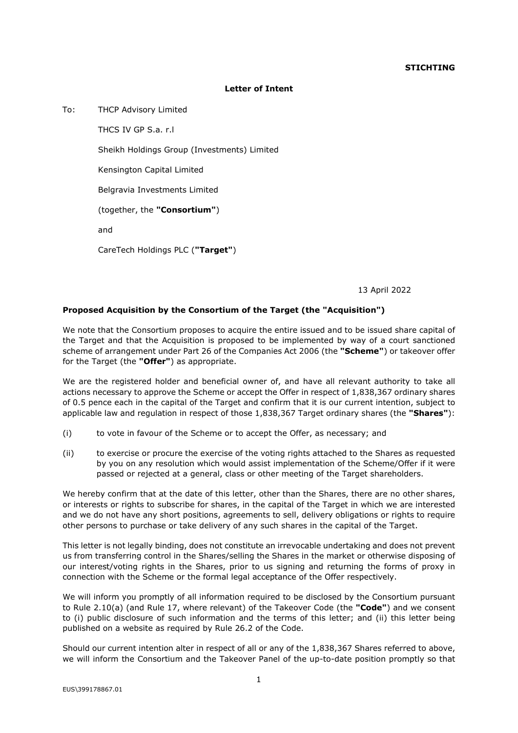**STICHTING**

**Letter of Intent**

To: THCP Advisory Limited

THCS IV GP S.a. r.l

Sheikh Holdings Group (Investments) Limited

Kensington Capital Limited

Belgravia Investments Limited

(together, the **"Consortium"**)

and

CareTech Holdings PLC (**"Target"**)

13 April 2022

**Proposed Acquisition by the Consortium of the Target (the "Acquisition")**

We note that the Consortium proposes to acquire the entire issued and to be issued share capital of the Target and that the Acquisition is proposed to be implemented by way of a court sanctioned scheme of arrangement under Part 26 of the Companies Act 2006 (the **"Scheme"**) or takeover offer for the Target (the **"Offer"**) as appropriate.

We are the registered holder and beneficial owner of, and have all relevant authority to take all actions necessary to approve the Scheme or accept the Offer in respect of 1,838,367 ordinary shares of 0.5 pence each in the capital of the Target and confirm that it is our current intention, subject to applicable law and regulation in respect of those 1,838,367 Target ordinary shares (the **"Shares"**):

(i) to vote in favour of the Scheme or to accept the Offer, as necessary; and

(ii) to exercise or procure the exercise of the voting rights attached to the Shares as requested by you on any resolution which would assist implementation of the Scheme/Offer if it were passed or rejected at a general, class or other meeting of the Target shareholders.

We hereby confirm that at the date of this letter, other than the Shares, there are no other shares, or interests or rights to subscribe for shares, in the capital of the Target in which we are interested and we do not have any short positions, agreements to sell, delivery obligations or rights to require other persons to purchase or take delivery of any such shares in the capital of the Target.

This letter is not legally binding, does not constitute an irrevocable undertaking and does not prevent us from transferring control in the Shares/selling the Shares in the market or otherwise disposing of our interest/voting rights in the Shares, prior to us signing and returning the forms of proxy in connection with the Scheme or the formal legal acceptance of the Offer respectively.

We will inform you promptly of all information required to be disclosed by the Consortium pursuant to Rule 2.10(a) (and Rule 17, where relevant) of the Takeover Code (the **"Code"**) and we consent to (i) public disclosure of such information and the terms of this letter; and (ii) this letter being published on a website as required by Rule 26.2 of the Code.

Should our current intention alter in respect of all or any of the 1,838,367 Shares referred to above, we will inform the Consortium and the Takeover Panel of the up-to-date position promptly so that

EUS\399178867.01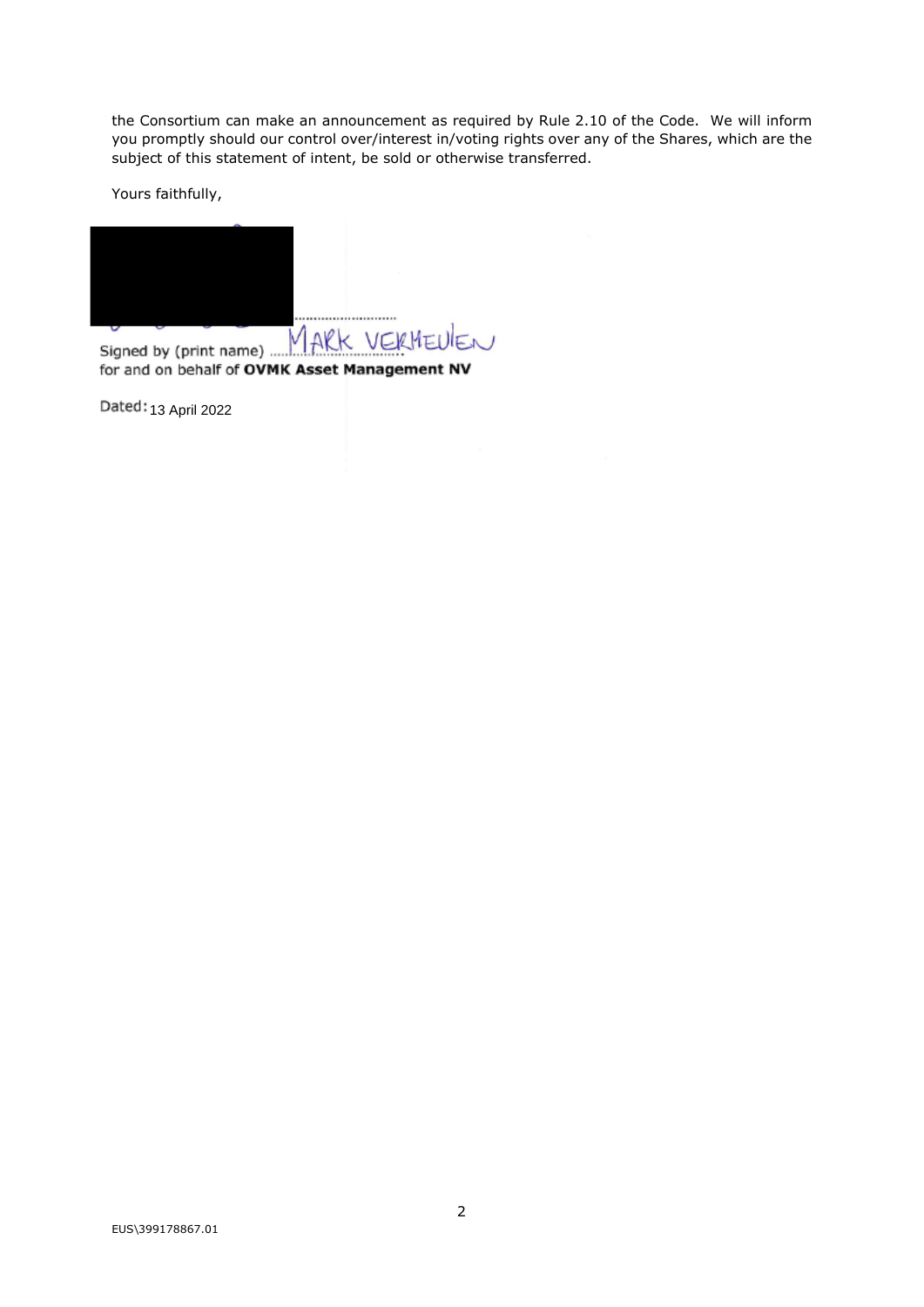the Consortium can make an announcement as required by Rule 2.10 of the Code. We will inform you promptly should our control over/interest in/voting rights over any of the Shares, which are the subject of this statement of intent, be sold or otherwise transferred.

Yours faithfully,

Signed by (print name) MARK VERMEULEN
for and on behalf of **OVMK Asset Management NV**

Dated: 13 April 2022

EUS\399178867.01